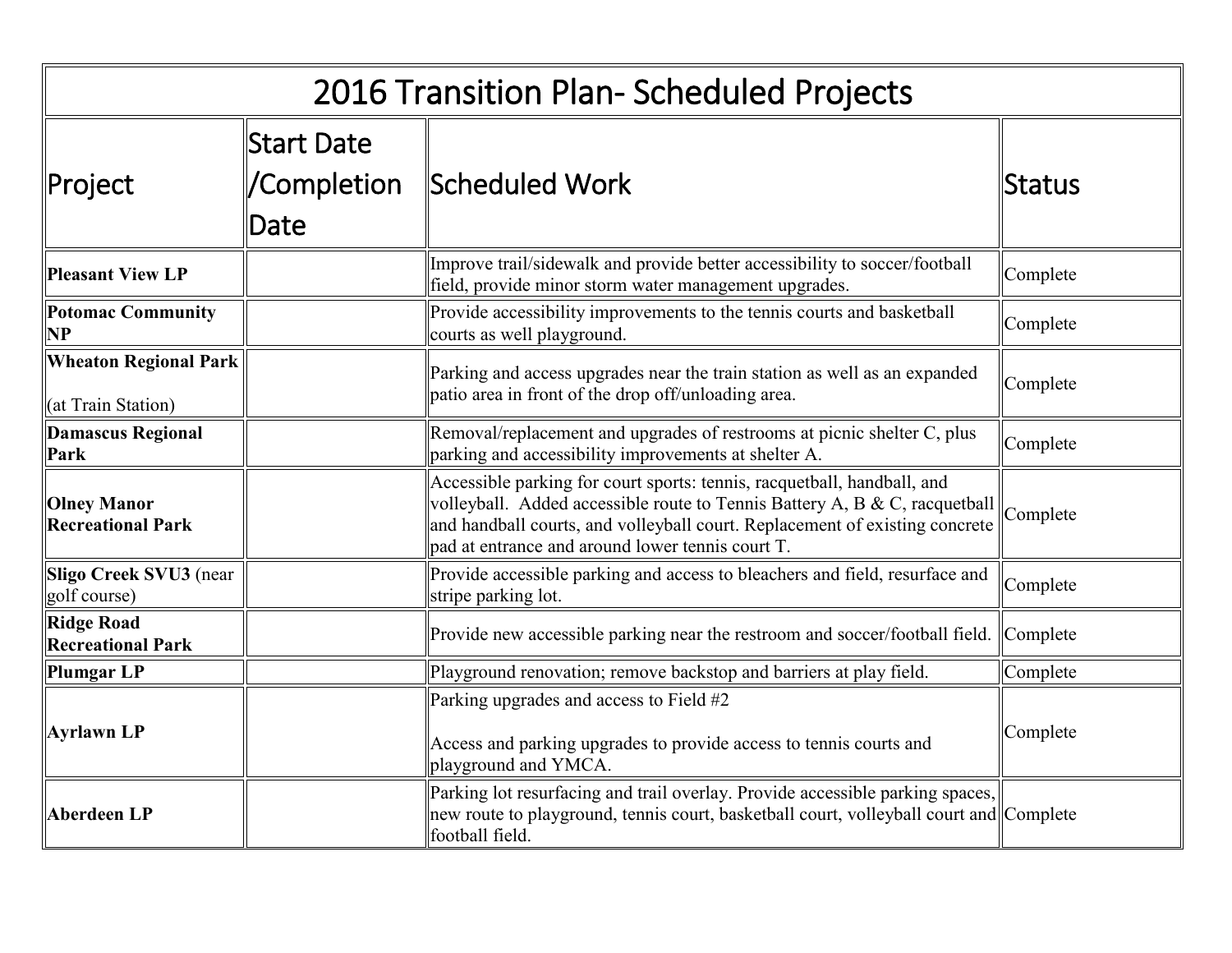# 2016 Transition Plan- Scheduled Projects

| Project | Start Date /Completion Date | Scheduled Work | Status |
|---|---|---|---|
| **Pleasant View LP** | | Improve trail/sidewalk and provide better accessibility to soccer/football field, provide minor storm water management upgrades. | Complete |
| **Potomac Community NP** | | Provide accessibility improvements to the tennis courts and basketball courts as well playground. | Complete |
| **Wheaton Regional Park** (at Train Station) | | Parking and access upgrades near the train station as well as an expanded patio area in front of the drop off/unloading area. | Complete |
| **Damascus Regional Park** | | Removal/replacement and upgrades of restrooms at picnic shelter C, plus parking and accessibility improvements at shelter A. | Complete |
| **Olney Manor Recreational Park** | | Accessible parking for court sports: tennis, racquetball, handball, and volleyball. Added accessible route to Tennis Battery A, B & C, racquetball and handball courts, and volleyball court. Replacement of existing concrete pad at entrance and around lower tennis court T. | Complete |
| **Sligo Creek SVU3** (near golf course) | | Provide accessible parking and access to bleachers and field, resurface and stripe parking lot. | Complete |
| **Ridge Road Recreational Park** | | Provide new accessible parking near the restroom and soccer/football field. | Complete |
| **Plumgar LP** | | Playground renovation; remove backstop and barriers at play field. | Complete |
| **Ayrlawn LP** | | Parking upgrades and access to Field #2<br><br>Access and parking upgrades to provide access to tennis courts and playground and YMCA. | Complete |
| **Aberdeen LP** | | Parking lot resurfacing and trail overlay. Provide accessible parking spaces, new route to playground, tennis court, basketball court, volleyball court and football field. | Complete |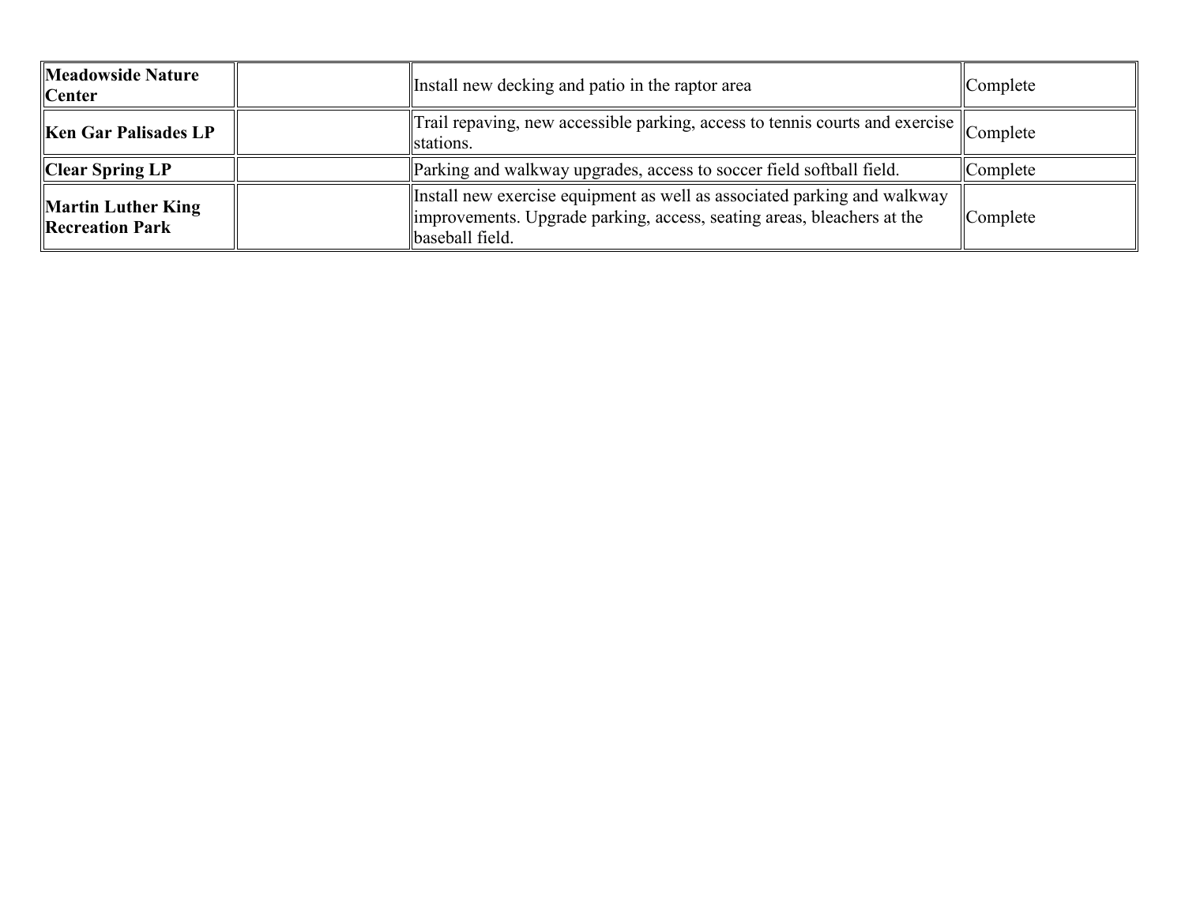| | | | |
|---|---|---|---|
| **Meadowside Nature Center** | | Install new decking and patio in the raptor area | Complete |
| **Ken Gar Palisades LP** | | Trail repaving, new accessible parking, access to tennis courts and exercise stations. | Complete |
| **Clear Spring LP** | | Parking and walkway upgrades, access to soccer field softball field. | Complete |
| **Martin Luther King Recreation Park** | | Install new exercise equipment as well as associated parking and walkway improvements. Upgrade parking, access, seating areas, bleachers at the baseball field. | Complete |